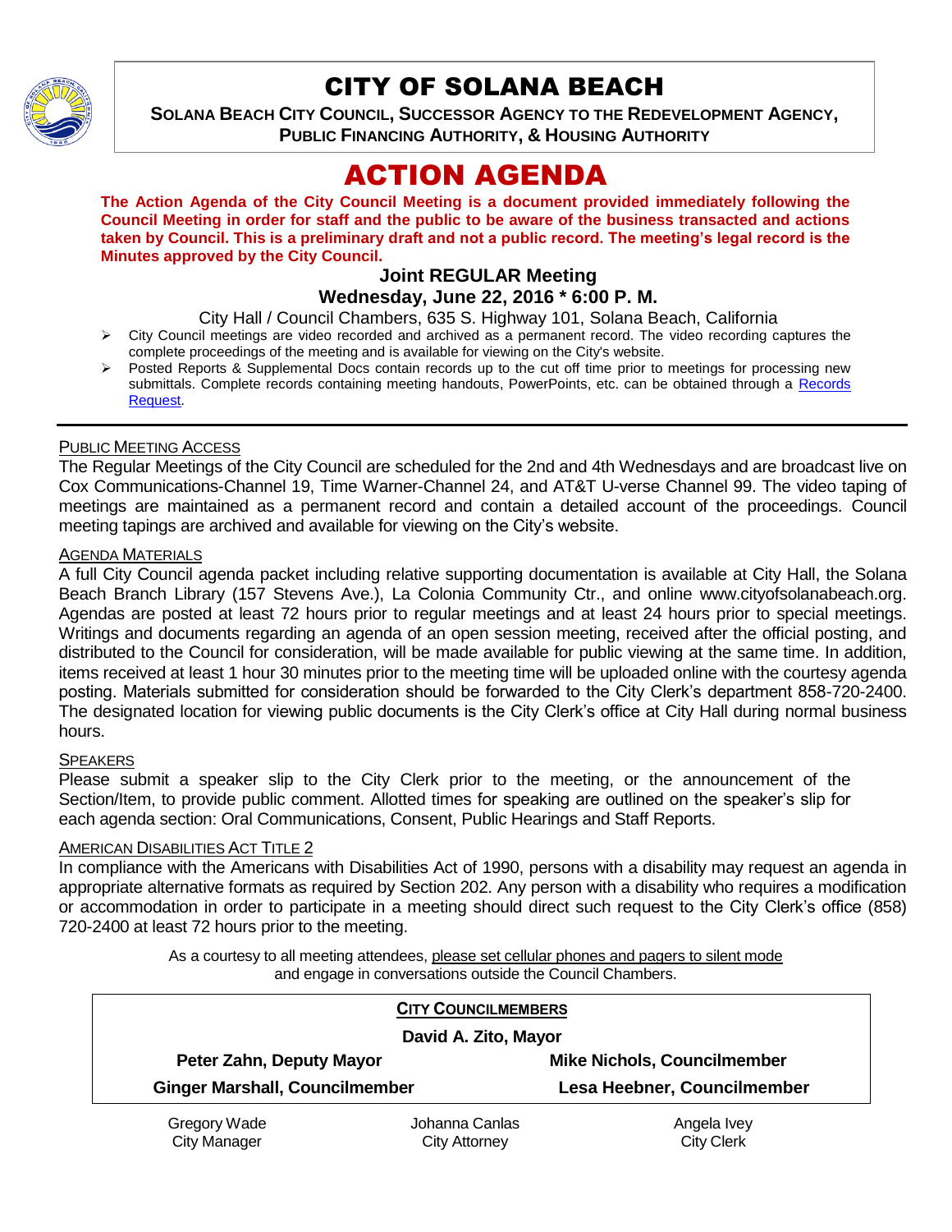# CITY OF SOLANA BEACH

**SOLANA BEACH CITY COUNCIL, SUCCESSOR AGENCY TO THE REDEVELOPMENT AGENCY, PUBLIC FINANCING AUTHORITY, & HOUSING AUTHORITY**

# ACTION AGENDA

**The Action Agenda of the City Council Meeting is a document provided immediately following the Council Meeting in order for staff and the public to be aware of the business transacted and actions taken by Council. This is a preliminary draft and not a public record. The meeting's legal record is the Minutes approved by the City Council.**

**Joint REGULAR Meeting**

**Wednesday, June 22, 2016 * 6:00 P. M.**

City Hall / Council Chambers, 635 S. Highway 101, Solana Beach, California

- City Council meetings are video recorded and archived as a permanent record. The video recording captures the complete proceedings of the meeting and is available for viewing on the City's website.
- Posted Reports & Supplemental Docs contain records up to the cut off time prior to meetings for processing new submittals. Complete records containing meeting handouts, PowerPoints, etc. can be obtained through a Records Request.

PUBLIC MEETING ACCESS

The Regular Meetings of the City Council are scheduled for the 2nd and 4th Wednesdays and are broadcast live on Cox Communications-Channel 19, Time Warner-Channel 24, and AT&T U-verse Channel 99. The video taping of meetings are maintained as a permanent record and contain a detailed account of the proceedings. Council meeting tapings are archived and available for viewing on the City's website.

AGENDA MATERIALS

A full City Council agenda packet including relative supporting documentation is available at City Hall, the Solana Beach Branch Library (157 Stevens Ave.), La Colonia Community Ctr., and online www.cityofsolanabeach.org. Agendas are posted at least 72 hours prior to regular meetings and at least 24 hours prior to special meetings. Writings and documents regarding an agenda of an open session meeting, received after the official posting, and distributed to the Council for consideration, will be made available for public viewing at the same time. In addition, items received at least 1 hour 30 minutes prior to the meeting time will be uploaded online with the courtesy agenda posting. Materials submitted for consideration should be forwarded to the City Clerk's department 858-720-2400. The designated location for viewing public documents is the City Clerk's office at City Hall during normal business hours.

SPEAKERS

Please submit a speaker slip to the City Clerk prior to the meeting, or the announcement of the Section/Item, to provide public comment. Allotted times for speaking are outlined on the speaker's slip for each agenda section: Oral Communications, Consent, Public Hearings and Staff Reports.

AMERICAN DISABILITIES ACT TITLE 2

In compliance with the Americans with Disabilities Act of 1990, persons with a disability may request an agenda in appropriate alternative formats as required by Section 202. Any person with a disability who requires a modification or accommodation in order to participate in a meeting should direct such request to the City Clerk's office (858) 720-2400 at least 72 hours prior to the meeting.

As a courtesy to all meeting attendees, please set cellular phones and pagers to silent mode and engage in conversations outside the Council Chambers.

**CITY COUNCILMEMBERS**

**David A. Zito, Mayor**

**Peter Zahn, Deputy Mayor** | **Mike Nichols, Councilmember**

**Ginger Marshall, Councilmember** | **Lesa Heebner, Councilmember**

Gregory Wade, City Manager | Johanna Canlas, City Attorney | Angela Ivey, City Clerk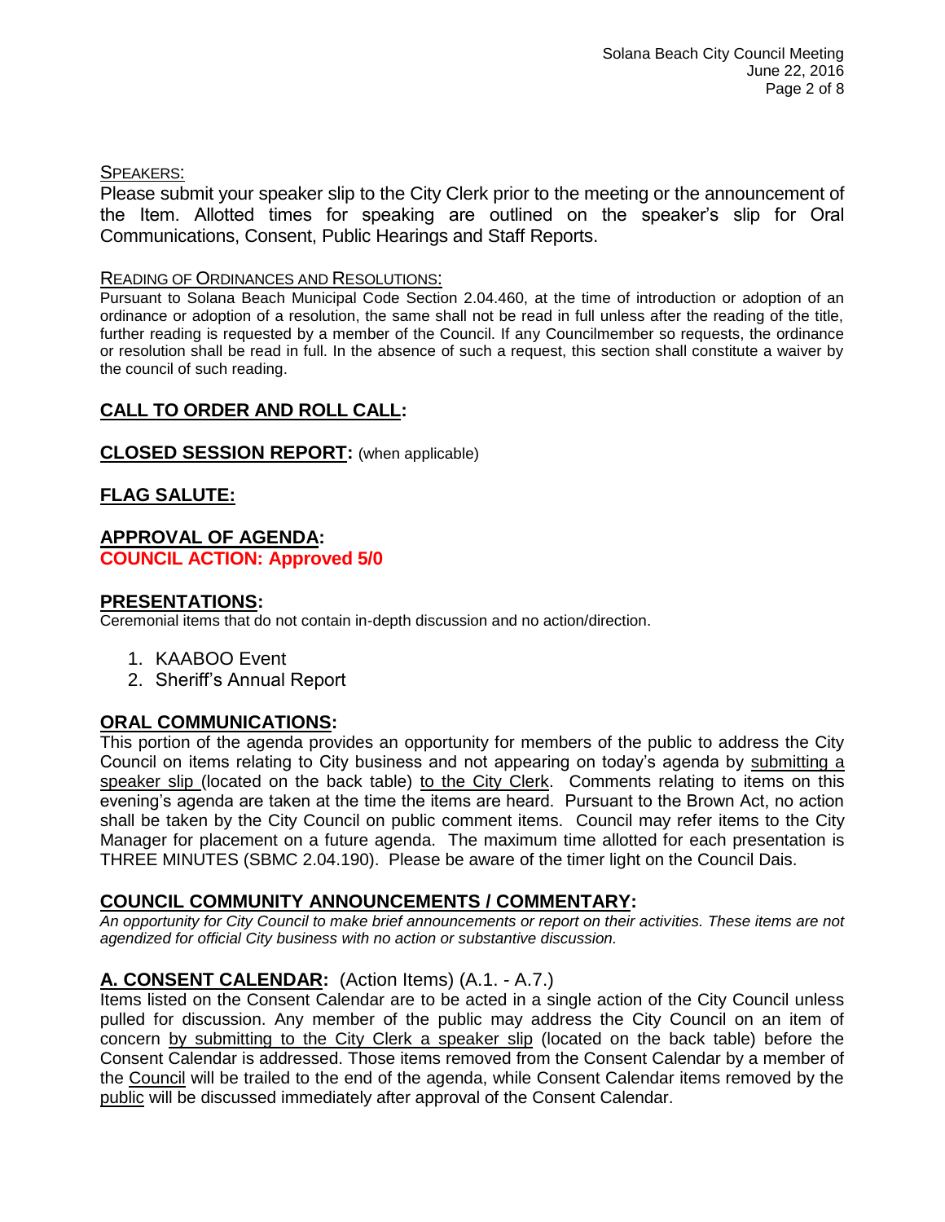SPEAKERS:

Please submit your speaker slip to the City Clerk prior to the meeting or the announcement of the Item. Allotted times for speaking are outlined on the speaker's slip for Oral Communications, Consent, Public Hearings and Staff Reports.

READING OF ORDINANCES AND RESOLUTIONS:

Pursuant to Solana Beach Municipal Code Section 2.04.460, at the time of introduction or adoption of an ordinance or adoption of a resolution, the same shall not be read in full unless after the reading of the title, further reading is requested by a member of the Council. If any Councilmember so requests, the ordinance or resolution shall be read in full. In the absence of such a request, this section shall constitute a waiver by the council of such reading.

## CALL TO ORDER AND ROLL CALL:

## CLOSED SESSION REPORT: (when applicable)

## FLAG SALUTE:

## APPROVAL OF AGENDA:

**COUNCIL ACTION: Approved 5/0**

## PRESENTATIONS:

Ceremonial items that do not contain in-depth discussion and no action/direction.

1. KAABOO Event
2. Sheriff's Annual Report

## ORAL COMMUNICATIONS:

This portion of the agenda provides an opportunity for members of the public to address the City Council on items relating to City business and not appearing on today's agenda by submitting a speaker slip (located on the back table) to the City Clerk. Comments relating to items on this evening's agenda are taken at the time the items are heard. Pursuant to the Brown Act, no action shall be taken by the City Council on public comment items. Council may refer items to the City Manager for placement on a future agenda. The maximum time allotted for each presentation is THREE MINUTES (SBMC 2.04.190). Please be aware of the timer light on the Council Dais.

## COUNCIL COMMUNITY ANNOUNCEMENTS / COMMENTARY:

*An opportunity for City Council to make brief announcements or report on their activities. These items are not agendized for official City business with no action or substantive discussion.*

## A. CONSENT CALENDAR: (Action Items) (A.1. - A.7.)

Items listed on the Consent Calendar are to be acted in a single action of the City Council unless pulled for discussion. Any member of the public may address the City Council on an item of concern by submitting to the City Clerk a speaker slip (located on the back table) before the Consent Calendar is addressed. Those items removed from the Consent Calendar by a member of the Council will be trailed to the end of the agenda, while Consent Calendar items removed by the public will be discussed immediately after approval of the Consent Calendar.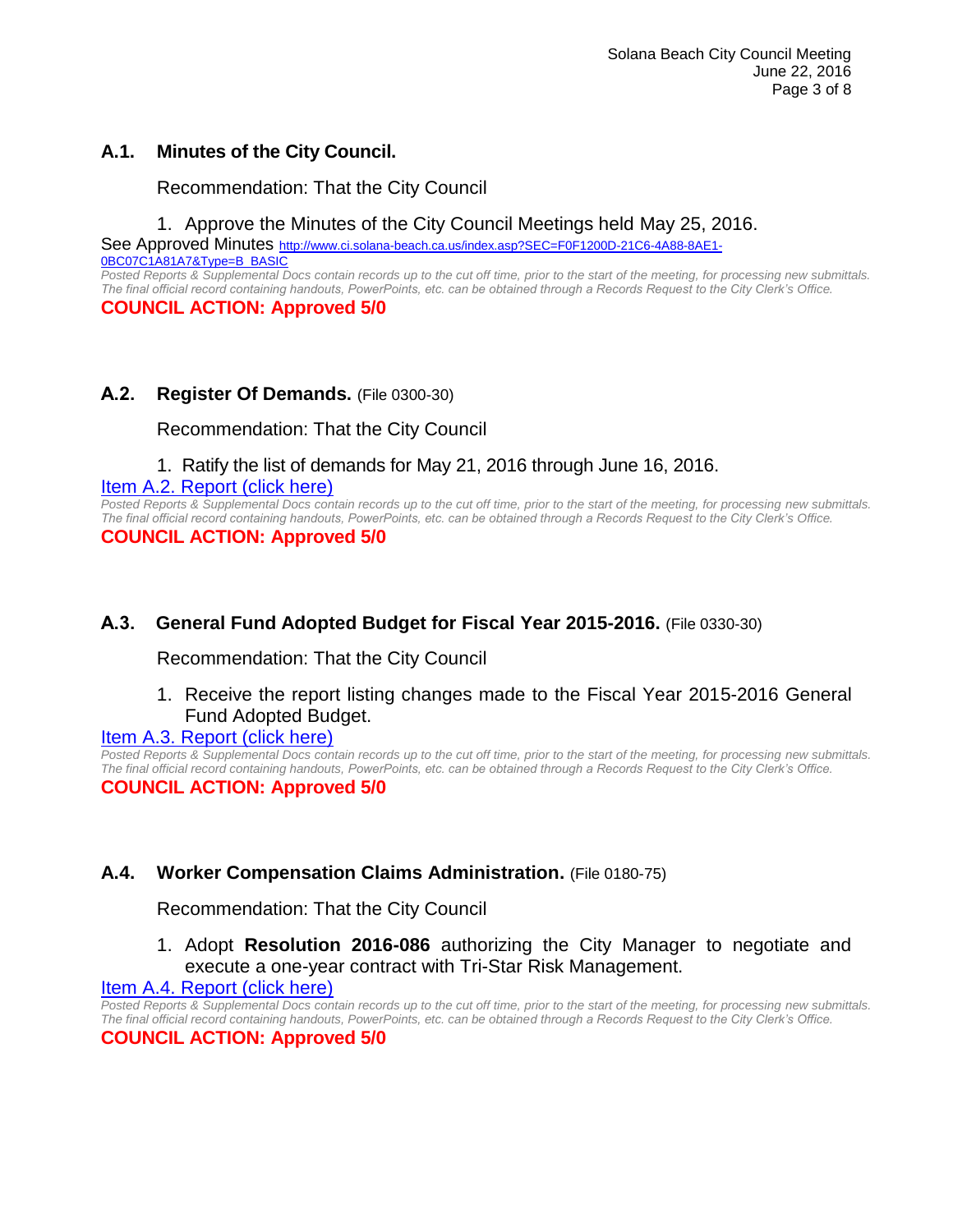### A.1. Minutes of the City Council.

Recommendation: That the City Council

1. Approve the Minutes of the City Council Meetings held May 25, 2016.

See Approved Minutes [http://www.ci.solana-beach.ca.us/index.asp?SEC=F0F1200D-21C6-4A88-8AE1-0BC07C1A81A7&Type=B_BASIC](http://www.ci.solana-beach.ca.us/index.asp?SEC=F0F1200D-21C6-4A88-8AE1-0BC07C1A81A7&Type=B_BASIC)

*Posted Reports & Supplemental Docs contain records up to the cut off time, prior to the start of the meeting, for processing new submittals. The final official record containing handouts, PowerPoints, etc. can be obtained through a Records Request to the City Clerk's Office.*

**COUNCIL ACTION: Approved 5/0**

### A.2. Register Of Demands. (File 0300-30)

Recommendation: That the City Council

1. Ratify the list of demands for May 21, 2016 through June 16, 2016.

Item A.2. Report (click here)

*Posted Reports & Supplemental Docs contain records up to the cut off time, prior to the start of the meeting, for processing new submittals. The final official record containing handouts, PowerPoints, etc. can be obtained through a Records Request to the City Clerk's Office.*

**COUNCIL ACTION: Approved 5/0**

### A.3. General Fund Adopted Budget for Fiscal Year 2015-2016. (File 0330-30)

Recommendation: That the City Council

1. Receive the report listing changes made to the Fiscal Year 2015-2016 General Fund Adopted Budget.

Item A.3. Report (click here)

*Posted Reports & Supplemental Docs contain records up to the cut off time, prior to the start of the meeting, for processing new submittals. The final official record containing handouts, PowerPoints, etc. can be obtained through a Records Request to the City Clerk's Office.*

**COUNCIL ACTION: Approved 5/0**

### A.4. Worker Compensation Claims Administration. (File 0180-75)

Recommendation: That the City Council

1. Adopt **Resolution 2016-086** authorizing the City Manager to negotiate and execute a one-year contract with Tri-Star Risk Management.

Item A.4. Report (click here)

*Posted Reports & Supplemental Docs contain records up to the cut off time, prior to the start of the meeting, for processing new submittals. The final official record containing handouts, PowerPoints, etc. can be obtained through a Records Request to the City Clerk's Office.*

**COUNCIL ACTION: Approved 5/0**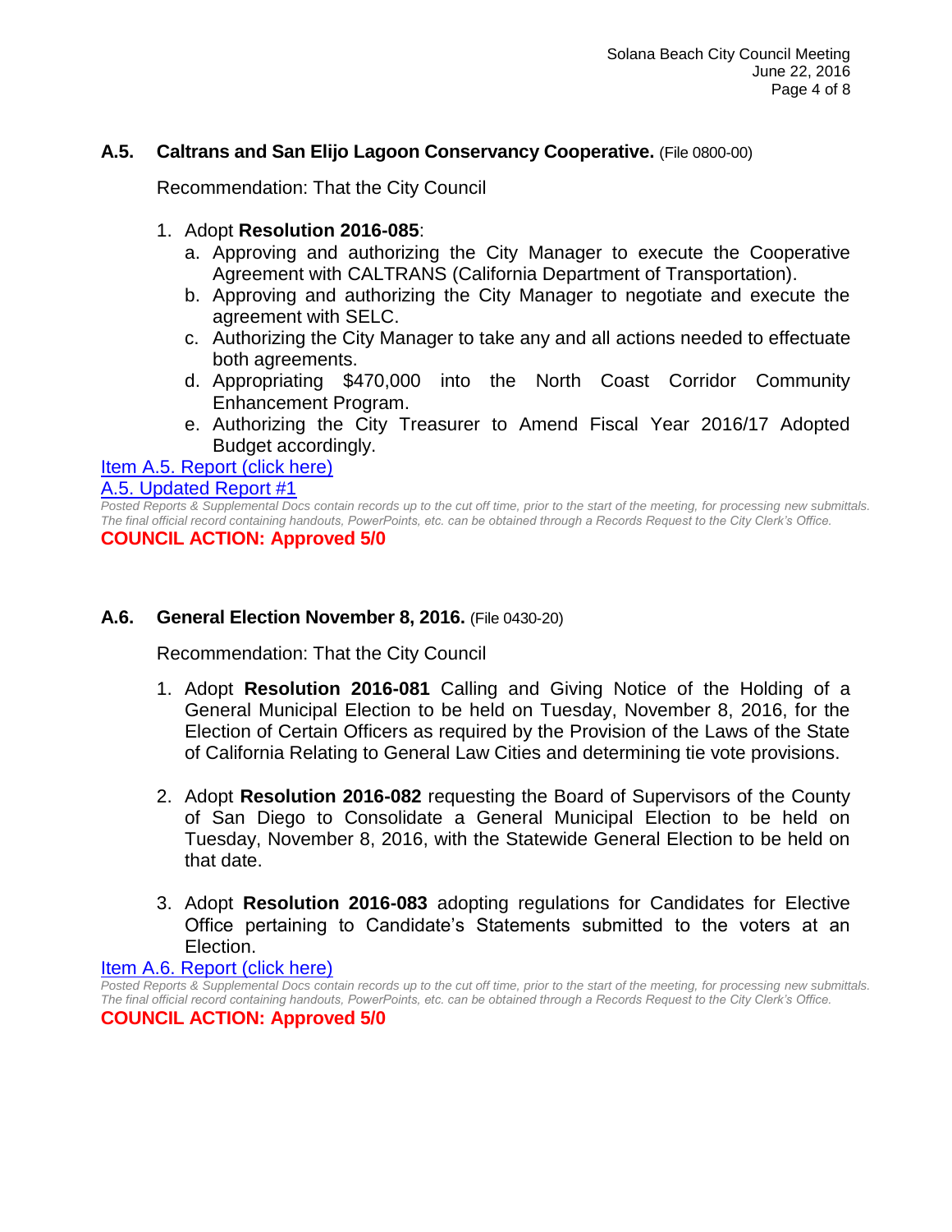### **A.5. Caltrans and San Elijo Lagoon Conservancy Cooperative.** (File 0800-00)

Recommendation: That the City Council

1. Adopt **Resolution 2016-085**:
   a. Approving and authorizing the City Manager to execute the Cooperative Agreement with CALTRANS (California Department of Transportation).
   b. Approving and authorizing the City Manager to negotiate and execute the agreement with SELC.
   c. Authorizing the City Manager to take any and all actions needed to effectuate both agreements.
   d. Appropriating $470,000 into the North Coast Corridor Community Enhancement Program.
   e. Authorizing the City Treasurer to Amend Fiscal Year 2016/17 Adopted Budget accordingly.

Item A.5. Report (click here)

A.5. Updated Report #1

*Posted Reports & Supplemental Docs contain records up to the cut off time, prior to the start of the meeting, for processing new submittals. The final official record containing handouts, PowerPoints, etc. can be obtained through a Records Request to the City Clerk's Office.*

**COUNCIL ACTION: Approved 5/0**

### **A.6. General Election November 8, 2016.** (File 0430-20)

Recommendation: That the City Council

1. Adopt **Resolution 2016-081** Calling and Giving Notice of the Holding of a General Municipal Election to be held on Tuesday, November 8, 2016, for the Election of Certain Officers as required by the Provision of the Laws of the State of California Relating to General Law Cities and determining tie vote provisions.

2. Adopt **Resolution 2016-082** requesting the Board of Supervisors of the County of San Diego to Consolidate a General Municipal Election to be held on Tuesday, November 8, 2016, with the Statewide General Election to be held on that date.

3. Adopt **Resolution 2016-083** adopting regulations for Candidates for Elective Office pertaining to Candidate's Statements submitted to the voters at an Election.

Item A.6. Report (click here)

*Posted Reports & Supplemental Docs contain records up to the cut off time, prior to the start of the meeting, for processing new submittals. The final official record containing handouts, PowerPoints, etc. can be obtained through a Records Request to the City Clerk's Office.*

**COUNCIL ACTION: Approved 5/0**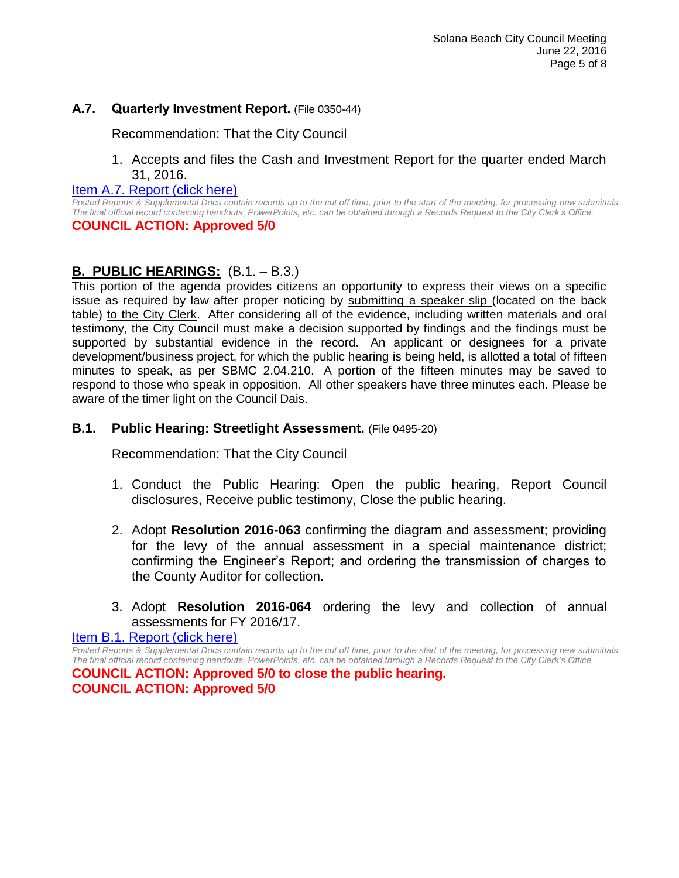### A.7. Quarterly Investment Report. (File 0350-44)

Recommendation: That the City Council

1. Accepts and files the Cash and Investment Report for the quarter ended March 31, 2016.

Item A.7. Report (click here)

*Posted Reports & Supplemental Docs contain records up to the cut off time, prior to the start of the meeting, for processing new submittals. The final official record containing handouts, PowerPoints, etc. can be obtained through a Records Request to the City Clerk's Office.*

**COUNCIL ACTION: Approved 5/0**

## B. PUBLIC HEARINGS: (B.1. – B.3.)

This portion of the agenda provides citizens an opportunity to express their views on a specific issue as required by law after proper noticing by submitting a speaker slip (located on the back table) to the City Clerk. After considering all of the evidence, including written materials and oral testimony, the City Council must make a decision supported by findings and the findings must be supported by substantial evidence in the record. An applicant or designees for a private development/business project, for which the public hearing is being held, is allotted a total of fifteen minutes to speak, as per SBMC 2.04.210. A portion of the fifteen minutes may be saved to respond to those who speak in opposition. All other speakers have three minutes each. Please be aware of the timer light on the Council Dais.

### B.1. Public Hearing: Streetlight Assessment. (File 0495-20)

Recommendation: That the City Council

1. Conduct the Public Hearing: Open the public hearing, Report Council disclosures, Receive public testimony, Close the public hearing.

2. Adopt **Resolution 2016-063** confirming the diagram and assessment; providing for the levy of the annual assessment in a special maintenance district; confirming the Engineer's Report; and ordering the transmission of charges to the County Auditor for collection.

3. Adopt **Resolution 2016-064** ordering the levy and collection of annual assessments for FY 2016/17.

Item B.1. Report (click here)

*Posted Reports & Supplemental Docs contain records up to the cut off time, prior to the start of the meeting, for processing new submittals. The final official record containing handouts, PowerPoints, etc. can be obtained through a Records Request to the City Clerk's Office.*

**COUNCIL ACTION: Approved 5/0 to close the public hearing.**
**COUNCIL ACTION: Approved 5/0**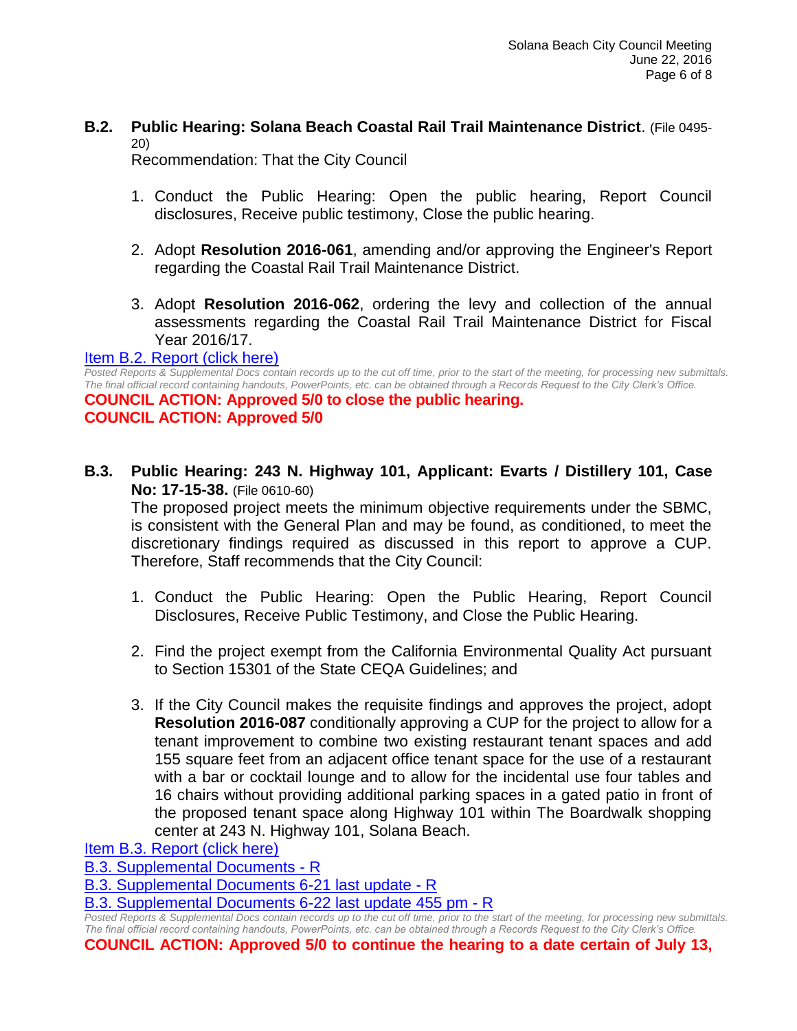**B.2. Public Hearing: Solana Beach Coastal Rail Trail Maintenance District**. (File 0495-20)

Recommendation: That the City Council

1. Conduct the Public Hearing: Open the public hearing, Report Council disclosures, Receive public testimony, Close the public hearing.
2. Adopt **Resolution 2016-061**, amending and/or approving the Engineer's Report regarding the Coastal Rail Trail Maintenance District.
3. Adopt **Resolution 2016-062**, ordering the levy and collection of the annual assessments regarding the Coastal Rail Trail Maintenance District for Fiscal Year 2016/17.

Item B.2. Report (click here)

*Posted Reports & Supplemental Docs contain records up to the cut off time, prior to the start of the meeting, for processing new submittals. The final official record containing handouts, PowerPoints, etc. can be obtained through a Records Request to the City Clerk's Office.*

**COUNCIL ACTION: Approved 5/0 to close the public hearing.**
**COUNCIL ACTION: Approved 5/0**

**B.3. Public Hearing: 243 N. Highway 101, Applicant: Evarts / Distillery 101, Case No: 17-15-38.** (File 0610-60)

The proposed project meets the minimum objective requirements under the SBMC, is consistent with the General Plan and may be found, as conditioned, to meet the discretionary findings required as discussed in this report to approve a CUP. Therefore, Staff recommends that the City Council:

1. Conduct the Public Hearing: Open the Public Hearing, Report Council Disclosures, Receive Public Testimony, and Close the Public Hearing.
2. Find the project exempt from the California Environmental Quality Act pursuant to Section 15301 of the State CEQA Guidelines; and
3. If the City Council makes the requisite findings and approves the project, adopt **Resolution 2016-087** conditionally approving a CUP for the project to allow for a tenant improvement to combine two existing restaurant tenant spaces and add 155 square feet from an adjacent office tenant space for the use of a restaurant with a bar or cocktail lounge and to allow for the incidental use four tables and 16 chairs without providing additional parking spaces in a gated patio in front of the proposed tenant space along Highway 101 within The Boardwalk shopping center at 243 N. Highway 101, Solana Beach.

Item B.3. Report (click here)
B.3. Supplemental Documents - R
B.3. Supplemental Documents 6-21 last update - R
B.3. Supplemental Documents 6-22 last update 455 pm - R

*Posted Reports & Supplemental Docs contain records up to the cut off time, prior to the start of the meeting, for processing new submittals. The final official record containing handouts, PowerPoints, etc. can be obtained through a Records Request to the City Clerk's Office.*

**COUNCIL ACTION: Approved 5/0 to continue the hearing to a date certain of July 13,**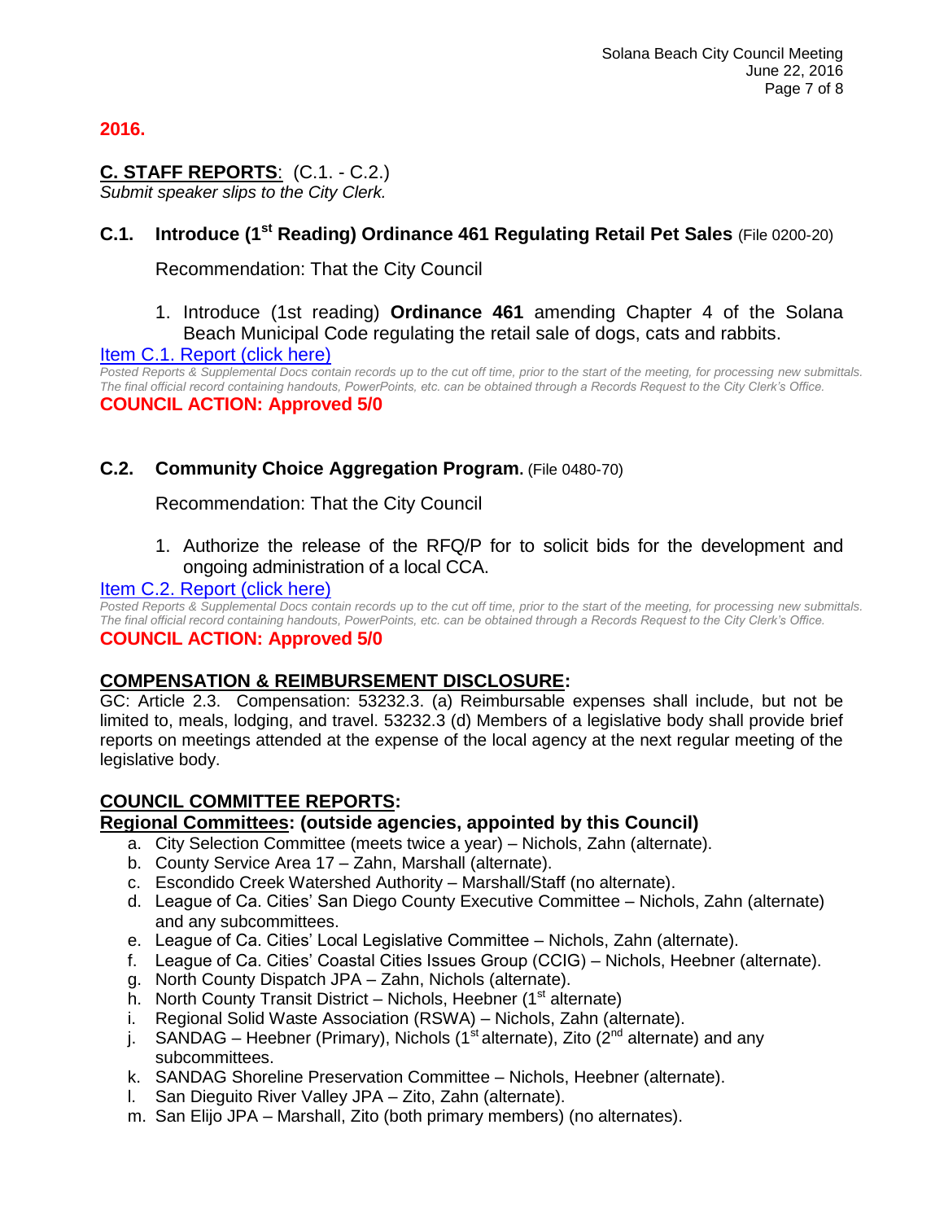**2016.**

## C. STAFF REPORTS: (C.1. - C.2.)

*Submit speaker slips to the City Clerk.*

### C.1. Introduce (1st Reading) Ordinance 461 Regulating Retail Pet Sales (File 0200-20)

Recommendation: That the City Council

1. Introduce (1st reading) **Ordinance 461** amending Chapter 4 of the Solana Beach Municipal Code regulating the retail sale of dogs, cats and rabbits.

[Item C.1. Report (click here)]

*Posted Reports & Supplemental Docs contain records up to the cut off time, prior to the start of the meeting, for processing new submittals. The final official record containing handouts, PowerPoints, etc. can be obtained through a Records Request to the City Clerk's Office.*

**COUNCIL ACTION: Approved 5/0**

### C.2. Community Choice Aggregation Program. (File 0480-70)

Recommendation: That the City Council

1. Authorize the release of the RFQ/P for to solicit bids for the development and ongoing administration of a local CCA.

[Item C.2. Report (click here)]

*Posted Reports & Supplemental Docs contain records up to the cut off time, prior to the start of the meeting, for processing new submittals. The final official record containing handouts, PowerPoints, etc. can be obtained through a Records Request to the City Clerk's Office.*

**COUNCIL ACTION: Approved 5/0**

## COMPENSATION & REIMBURSEMENT DISCLOSURE:

GC: Article 2.3. Compensation: 53232.3. (a) Reimbursable expenses shall include, but not be limited to, meals, lodging, and travel. 53232.3 (d) Members of a legislative body shall provide brief reports on meetings attended at the expense of the local agency at the next regular meeting of the legislative body.

## COUNCIL COMMITTEE REPORTS:

**Regional Committees: (outside agencies, appointed by this Council)**

a. City Selection Committee (meets twice a year) – Nichols, Zahn (alternate).
b. County Service Area 17 – Zahn, Marshall (alternate).
c. Escondido Creek Watershed Authority – Marshall/Staff (no alternate).
d. League of Ca. Cities' San Diego County Executive Committee – Nichols, Zahn (alternate) and any subcommittees.
e. League of Ca. Cities' Local Legislative Committee – Nichols, Zahn (alternate).
f. League of Ca. Cities' Coastal Cities Issues Group (CCIG) – Nichols, Heebner (alternate).
g. North County Dispatch JPA – Zahn, Nichols (alternate).
h. North County Transit District – Nichols, Heebner (1st alternate)
i. Regional Solid Waste Association (RSWA) – Nichols, Zahn (alternate).
j. SANDAG – Heebner (Primary), Nichols (1st alternate), Zito (2nd alternate) and any subcommittees.
k. SANDAG Shoreline Preservation Committee – Nichols, Heebner (alternate).
l. San Dieguito River Valley JPA – Zito, Zahn (alternate).
m. San Elijo JPA – Marshall, Zito (both primary members) (no alternates).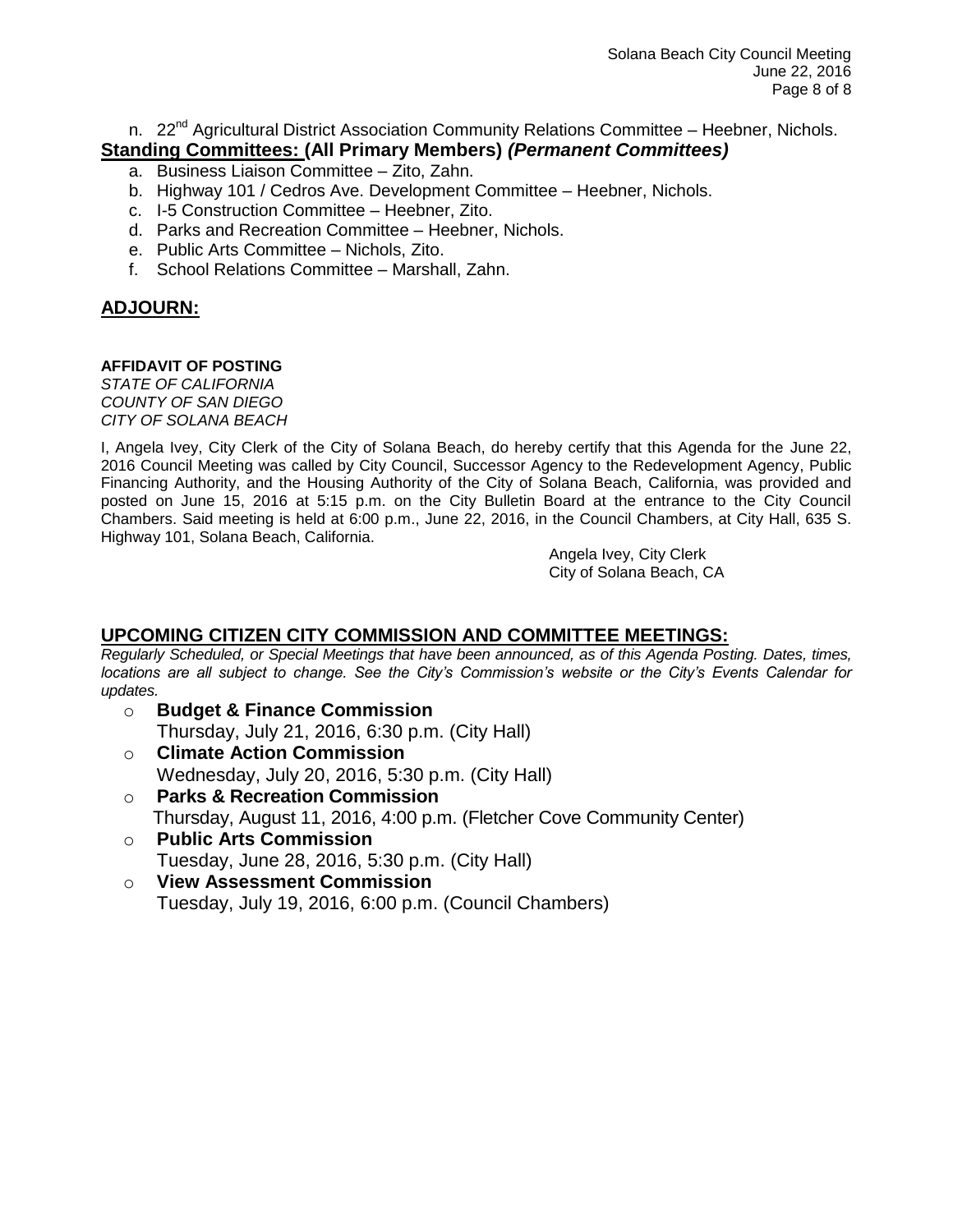n. 22nd Agricultural District Association Community Relations Committee – Heebner, Nichols.

**Standing Committees: (All Primary Members)** ***(Permanent Committees)***

a. Business Liaison Committee – Zito, Zahn.
b. Highway 101 / Cedros Ave. Development Committee – Heebner, Nichols.
c. I-5 Construction Committee – Heebner, Zito.
d. Parks and Recreation Committee – Heebner, Nichols.
e. Public Arts Committee – Nichols, Zito.
f. School Relations Committee – Marshall, Zahn.

## ADJOURN:

**AFFIDAVIT OF POSTING**
*STATE OF CALIFORNIA*
*COUNTY OF SAN DIEGO*
*CITY OF SOLANA BEACH*

I, Angela Ivey, City Clerk of the City of Solana Beach, do hereby certify that this Agenda for the June 22, 2016 Council Meeting was called by City Council, Successor Agency to the Redevelopment Agency, Public Financing Authority, and the Housing Authority of the City of Solana Beach, California, was provided and posted on June 15, 2016 at 5:15 p.m. on the City Bulletin Board at the entrance to the City Council Chambers. Said meeting is held at 6:00 p.m., June 22, 2016, in the Council Chambers, at City Hall, 635 S. Highway 101, Solana Beach, California.

Angela Ivey, City Clerk
City of Solana Beach, CA

## UPCOMING CITIZEN CITY COMMISSION AND COMMITTEE MEETINGS:

*Regularly Scheduled, or Special Meetings that have been announced, as of this Agenda Posting. Dates, times, locations are all subject to change. See the City's Commission's website or the City's Events Calendar for updates.*

- **Budget & Finance Commission**
  Thursday, July 21, 2016, 6:30 p.m. (City Hall)
- **Climate Action Commission**
  Wednesday, July 20, 2016, 5:30 p.m. (City Hall)
- **Parks & Recreation Commission**
  Thursday, August 11, 2016, 4:00 p.m. (Fletcher Cove Community Center)
- **Public Arts Commission**
  Tuesday, June 28, 2016, 5:30 p.m. (City Hall)
- **View Assessment Commission**
  Tuesday, July 19, 2016, 6:00 p.m. (Council Chambers)